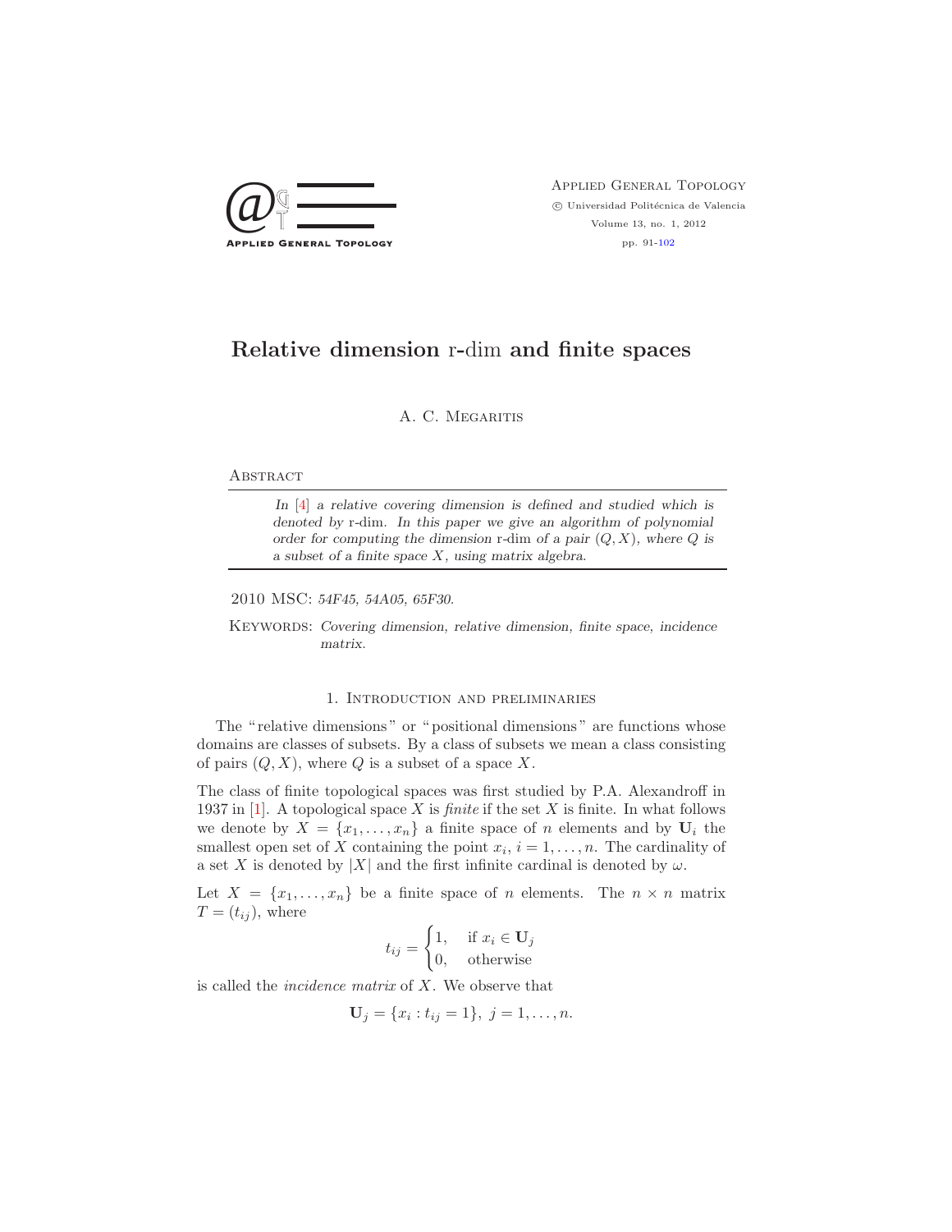# Relative dimension r-dim and finite spaces

A. C. Megaritis

## Abstract

*In [4] a relative covering dimension is defined and studied which is denoted by* r-dim*. In this paper we give an algorithm of polynomial order for computing the dimension* r-dim *of a pair $(Q, X)$, where $Q$ is a subset of a finite space $X$, using matrix algebra.*

2010 MSC: *54F45, 54A05, 65F30.*

Keywords: *Covering dimension, relative dimension, finite space, incidence matrix.*

## 1. Introduction and preliminaries

The "relative dimensions" or "positional dimensions" are functions whose domains are classes of subsets. By a class of subsets we mean a class consisting of pairs $(Q, X)$, where $Q$ is a subset of a space $X$.

The class of finite topological spaces was first studied by P.A. Alexandroff in 1937 in [1]. A topological space $X$ is *finite* if the set $X$ is finite. In what follows we denote by $X = \{x_1, \dots, x_n\}$ a finite space of $n$ elements and by $\mathbf{U}_i$ the smallest open set of $X$ containing the point $x_i$, $i = 1, \dots, n$. The cardinality of a set $X$ is denoted by $|X|$ and the first infinite cardinal is denoted by $\omega$.

Let $X = \{x_1, \dots, x_n\}$ be a finite space of $n$ elements. The $n \times n$ matrix $T = (t_{ij})$, where

$$t_{ij} = \begin{cases} 1, & \text{if } x_i \in \mathbf{U}_j \\ 0, & \text{otherwise} \end{cases}$$

is called the *incidence matrix* of $X$. We observe that

$$\mathbf{U}_j = \{x_i : t_{ij} = 1\},\ j = 1, \dots, n.$$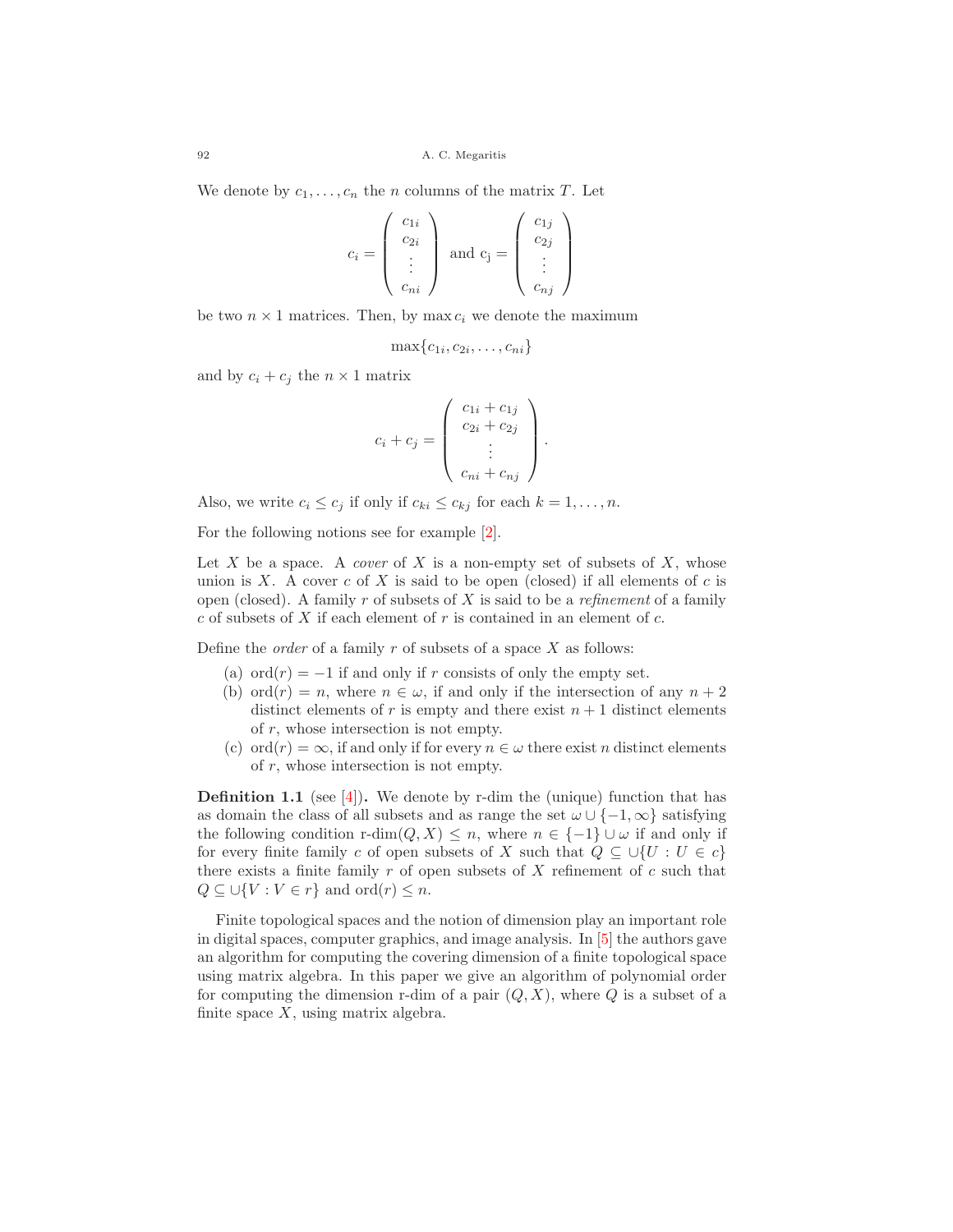We denote by $c_1, \ldots, c_n$ the $n$ columns of the matrix $T$. Let

$$c_i = \begin{pmatrix} c_{1i} \\ c_{2i} \\ \vdots \\ c_{ni} \end{pmatrix} \text{ and } \mathrm{c_j} = \begin{pmatrix} c_{1j} \\ c_{2j} \\ \vdots \\ c_{nj} \end{pmatrix}$$

be two $n \times 1$ matrices. Then, by $\max c_i$ we denote the maximum

$$\max\{c_{1i}, c_{2i}, \ldots, c_{ni}\}$$

and by $c_i + c_j$ the $n \times 1$ matrix

$$c_i + c_j = \begin{pmatrix} c_{1i} + c_{1j} \\ c_{2i} + c_{2j} \\ \vdots \\ c_{ni} + c_{nj} \end{pmatrix}.$$

Also, we write $c_i \leq c_j$ if only if $c_{ki} \leq c_{kj}$ for each $k = 1, \ldots, n$.

For the following notions see for example [2].

Let $X$ be a space. A *cover* of $X$ is a non-empty set of subsets of $X$, whose union is $X$. A cover $c$ of $X$ is said to be open (closed) if all elements of $c$ is open (closed). A family $r$ of subsets of $X$ is said to be a *refinement* of a family $c$ of subsets of $X$ if each element of $r$ is contained in an element of $c$.

Define the *order* of a family $r$ of subsets of a space $X$ as follows:

(a) $\mathrm{ord}(r) = -1$ if and only if $r$ consists of only the empty set.

(b) $\mathrm{ord}(r) = n$, where $n \in \omega$, if and only if the intersection of any $n+2$ distinct elements of $r$ is empty and there exist $n+1$ distinct elements of $r$, whose intersection is not empty.

(c) $\mathrm{ord}(r) = \infty$, if and only if for every $n \in \omega$ there exist $n$ distinct elements of $r$, whose intersection is not empty.

**Definition 1.1** (see [4])**.** We denote by r-dim the (unique) function that has as domain the class of all subsets and as range the set $\omega \cup \{-1, \infty\}$ satisfying the following condition $\text{r-dim}(Q, X) \leq n$, where $n \in \{-1\} \cup \omega$ if and only if for every finite family $c$ of open subsets of $X$ such that $Q \subseteq \cup\{U : U \in c\}$ there exists a finite family $r$ of open subsets of $X$ refinement of $c$ such that $Q \subseteq \cup\{V : V \in r\}$ and $\mathrm{ord}(r) \leq n$.

Finite topological spaces and the notion of dimension play an important role in digital spaces, computer graphics, and image analysis. In [5] the authors gave an algorithm for computing the covering dimension of a finite topological space using matrix algebra. In this paper we give an algorithm of polynomial order for computing the dimension r-dim of a pair $(Q, X)$, where $Q$ is a subset of a finite space $X$, using matrix algebra.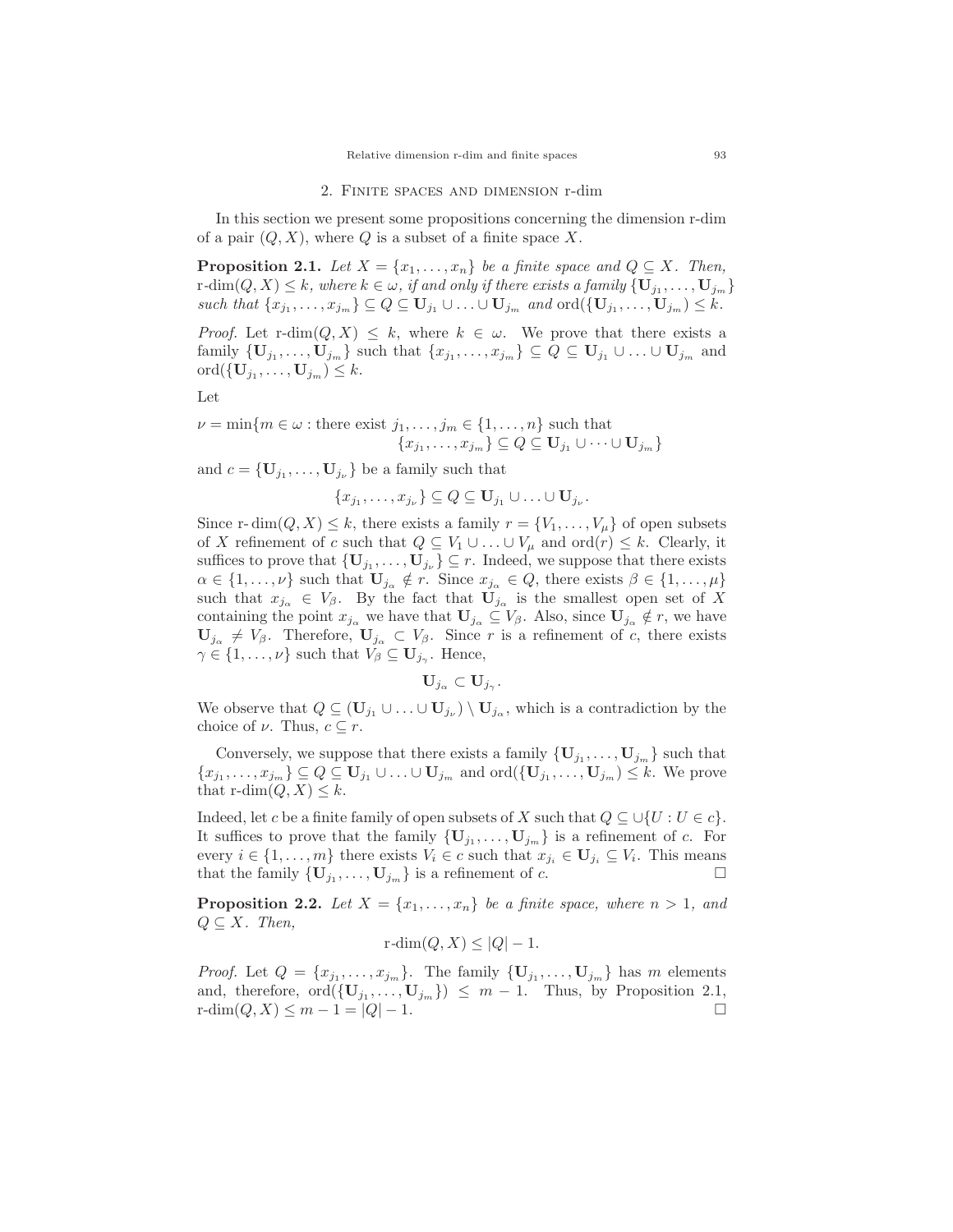## 2. Finite spaces and dimension r-dim

In this section we present some propositions concerning the dimension r-dim of a pair $(Q, X)$, where $Q$ is a subset of a finite space $X$.

**Proposition 2.1.** *Let $X = \{x_1, \dots, x_n\}$ be a finite space and $Q \subseteq X$. Then, $\text{r-dim}(Q, X) \leq k$, where $k \in \omega$, if and only if there exists a family $\{\mathbf{U}_{j_1}, \dots, \mathbf{U}_{j_m}\}$ such that $\{x_{j_1}, \dots, x_{j_m}\} \subseteq Q \subseteq \mathbf{U}_{j_1} \cup \dots \cup \mathbf{U}_{j_m}$ and $\text{ord}(\{\mathbf{U}_{j_1}, \dots, \mathbf{U}_{j_m}) \leq k$.*

*Proof.* Let $\text{r-dim}(Q, X) \leq k$, where $k \in \omega$. We prove that there exists a family $\{\mathbf{U}_{j_1}, \dots, \mathbf{U}_{j_m}\}$ such that $\{x_{j_1}, \dots, x_{j_m}\} \subseteq Q \subseteq \mathbf{U}_{j_1} \cup \dots \cup \mathbf{U}_{j_m}$ and $\text{ord}(\{\mathbf{U}_{j_1}, \dots, \mathbf{U}_{j_m}) \leq k$.

Let

$$\nu = \min\{m \in \omega : \text{there exist } j_1, \dots, j_m \in \{1, \dots, n\} \text{ such that } \{x_{j_1}, \dots, x_{j_m}\} \subseteq Q \subseteq \mathbf{U}_{j_1} \cup \dots \cup \mathbf{U}_{j_m}\}$$

and $c = \{\mathbf{U}_{j_1}, \dots, \mathbf{U}_{j_\nu}\}$ be a family such that

$$\{x_{j_1}, \dots, x_{j_\nu}\} \subseteq Q \subseteq \mathbf{U}_{j_1} \cup \dots \cup \mathbf{U}_{j_\nu}.$$

Since $\text{r-dim}(Q, X) \leq k$, there exists a family $r = \{V_1, \dots, V_\mu\}$ of open subsets of $X$ refinement of $c$ such that $Q \subseteq V_1 \cup \dots \cup V_\mu$ and $\text{ord}(r) \leq k$. Clearly, it suffices to prove that $\{\mathbf{U}_{j_1}, \dots, \mathbf{U}_{j_\nu}\} \subseteq r$. Indeed, we suppose that there exists $\alpha \in \{1, \dots, \nu\}$ such that $\mathbf{U}_{j_\alpha} \notin r$. Since $x_{j_\alpha} \in Q$, there exists $\beta \in \{1, \dots, \mu\}$ such that $x_{j_\alpha} \in V_\beta$. By the fact that $\mathbf{U}_{j_\alpha}$ is the smallest open set of $X$ containing the point $x_{j_\alpha}$ we have that $\mathbf{U}_{j_\alpha} \subseteq V_\beta$. Also, since $\mathbf{U}_{j_\alpha} \notin r$, we have $\mathbf{U}_{j_\alpha} \neq V_\beta$. Therefore, $\mathbf{U}_{j_\alpha} \subset V_\beta$. Since $r$ is a refinement of $c$, there exists $\gamma \in \{1, \dots, \nu\}$ such that $V_\beta \subseteq \mathbf{U}_{j_\gamma}$. Hence,

$$\mathbf{U}_{j_\alpha} \subset \mathbf{U}_{j_\gamma}.$$

We observe that $Q \subseteq (\mathbf{U}_{j_1} \cup \dots \cup \mathbf{U}_{j_\nu}) \setminus \mathbf{U}_{j_\alpha}$, which is a contradiction by the choice of $\nu$. Thus, $c \subseteq r$.

Conversely, we suppose that there exists a family $\{\mathbf{U}_{j_1}, \dots, \mathbf{U}_{j_m}\}$ such that $\{x_{j_1}, \dots, x_{j_m}\} \subseteq Q \subseteq \mathbf{U}_{j_1} \cup \dots \cup \mathbf{U}_{j_m}$ and $\text{ord}(\{\mathbf{U}_{j_1}, \dots, \mathbf{U}_{j_m}) \leq k$. We prove that $\text{r-dim}(Q, X) \leq k$.

Indeed, let $c$ be a finite family of open subsets of $X$ such that $Q \subseteq \cup\{U : U \in c\}$. It suffices to prove that the family $\{\mathbf{U}_{j_1}, \dots, \mathbf{U}_{j_m}\}$ is a refinement of $c$. For every $i \in \{1, \dots, m\}$ there exists $V_i \in c$ such that $x_{j_i} \in \mathbf{U}_{j_i} \subseteq V_i$. This means that the family $\{\mathbf{U}_{j_1}, \dots, \mathbf{U}_{j_m}\}$ is a refinement of $c$. □

**Proposition 2.2.** *Let $X = \{x_1, \dots, x_n\}$ be a finite space, where $n > 1$, and $Q \subseteq X$. Then,*

$$\text{r-dim}(Q, X) \leq |Q| - 1.$$

*Proof.* Let $Q = \{x_{j_1}, \dots, x_{j_m}\}$. The family $\{\mathbf{U}_{j_1}, \dots, \mathbf{U}_{j_m}\}$ has $m$ elements and, therefore, $\text{ord}(\{\mathbf{U}_{j_1}, \dots, \mathbf{U}_{j_m}\}) \leq m - 1$. Thus, by Proposition 2.1, $\text{r-dim}(Q, X) \leq m - 1 = |Q| - 1$. □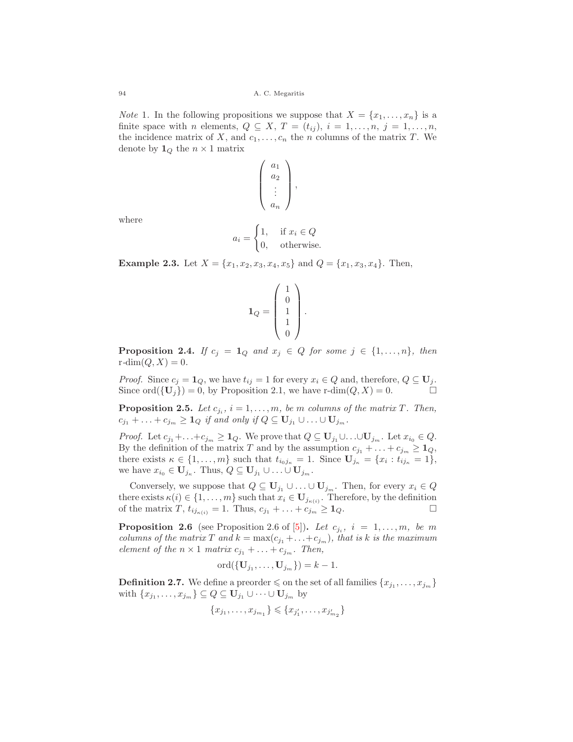*Note* 1. In the following propositions we suppose that $X = \{x_1, \ldots, x_n\}$ is a finite space with $n$ elements, $Q \subseteq X$, $T = (t_{ij})$, $i = 1, \ldots, n$, $j = 1, \ldots, n$, the incidence matrix of $X$, and $c_1, \ldots, c_n$ the $n$ columns of the matrix $T$. We denote by $\mathbf{1}_Q$ the $n \times 1$ matrix

$$\begin{pmatrix} a_1 \\ a_2 \\ \vdots \\ a_n \end{pmatrix},$$

where

$$a_i = \begin{cases} 1, & \text{if } x_i \in Q \\ 0, & \text{otherwise.} \end{cases}$$

**Example 2.3.** Let $X = \{x_1, x_2, x_3, x_4, x_5\}$ and $Q = \{x_1, x_3, x_4\}$. Then,

$$\mathbf{1}_Q = \begin{pmatrix} 1 \\ 0 \\ 1 \\ 1 \\ 0 \end{pmatrix}.$$

**Proposition 2.4.** *If $c_j = \mathbf{1}_Q$ and $x_j \in Q$ for some $j \in \{1, \ldots, n\}$, then* $\text{r-dim}(Q, X) = 0$.

*Proof.* Since $c_j = \mathbf{1}_Q$, we have $t_{ij} = 1$ for every $x_i \in Q$ and, therefore, $Q \subseteq \mathbf{U}_j$. Since $\text{ord}(\{\mathbf{U}_j\}) = 0$, by Proposition 2.1, we have $\text{r-dim}(Q, X) = 0$. □

**Proposition 2.5.** *Let $c_{j_i}$, $i = 1, \ldots, m$, be $m$ columns of the matrix $T$. Then, $c_{j_1} + \ldots + c_{j_m} \geq \mathbf{1}_Q$ if and only if $Q \subseteq \mathbf{U}_{j_1} \cup \ldots \cup \mathbf{U}_{j_m}$.*

*Proof.* Let $c_{j_1} + \ldots + c_{j_m} \geq \mathbf{1}_Q$. We prove that $Q \subseteq \mathbf{U}_{j_1} \cup \ldots \cup \mathbf{U}_{j_m}$. Let $x_{i_0} \in Q$. By the definition of the matrix $T$ and by the assumption $c_{j_1} + \ldots + c_{j_m} \geq \mathbf{1}_Q$, there exists $\kappa \in \{1, \ldots, m\}$ such that $t_{i_0 j_\kappa} = 1$. Since $\mathbf{U}_{j_\kappa} = \{x_i : t_{ij_\kappa} = 1\}$, we have $x_{i_0} \in \mathbf{U}_{j_\kappa}$. Thus, $Q \subseteq \mathbf{U}_{j_1} \cup \ldots \cup \mathbf{U}_{j_m}$.

Conversely, we suppose that $Q \subseteq \mathbf{U}_{j_1} \cup \ldots \cup \mathbf{U}_{j_m}$. Then, for every $x_i \in Q$ there exists $\kappa(i) \in \{1, \ldots, m\}$ such that $x_i \in \mathbf{U}_{j_{\kappa(i)}}$. Therefore, by the definition of the matrix $T$, $t_{ij_{\kappa(i)}} = 1$. Thus, $c_{j_1} + \ldots + c_{j_m} \geq \mathbf{1}_Q$. □

**Proposition 2.6** (see Proposition 2.6 of [5])**.** *Let $c_{j_i}$, $i = 1, \ldots, m$, be $m$ columns of the matrix $T$ and $k = \max(c_{j_1} + \ldots + c_{j_m})$, that is $k$ is the maximum element of the $n \times 1$ matrix $c_{j_1} + \ldots + c_{j_m}$. Then,*

$$\text{ord}(\{\mathbf{U}_{j_1}, \ldots, \mathbf{U}_{j_m}\}) = k - 1.$$

**Definition 2.7.** We define a preorder $\leqslant$ on the set of all families $\{x_{j_1}, \ldots, x_{j_m}\}$ with $\{x_{j_1}, \ldots, x_{j_m}\} \subseteq Q \subseteq \mathbf{U}_{j_1} \cup \cdots \cup \mathbf{U}_{j_m}$ by

$$\{x_{j_1}, \ldots, x_{j_{m_1}}\} \leqslant \{x_{j'_1}, \ldots, x_{j'_{m_2}}\}$$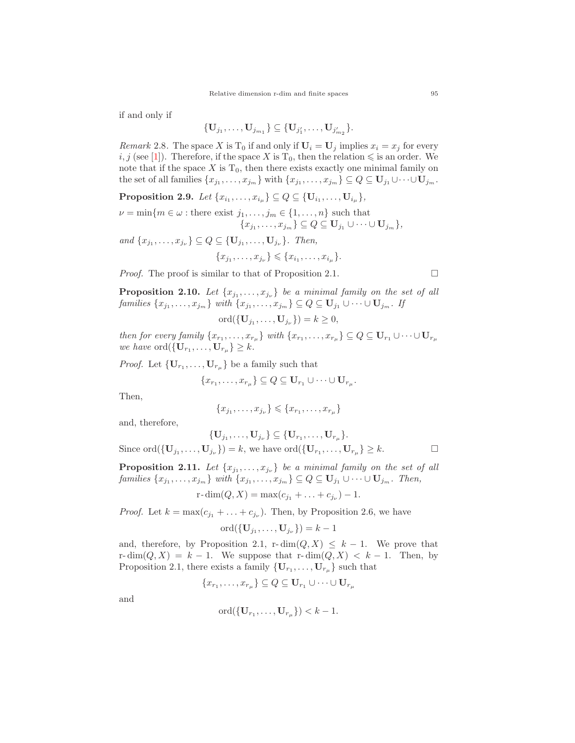if and only if

$$\{\mathbf{U}_{j_1}, \ldots, \mathbf{U}_{j_{m_1}}\} \subseteq \{\mathbf{U}_{j'_1}, \ldots, \mathbf{U}_{j'_{m_2}}\}.$$

*Remark* 2.8. The space $X$ is $\mathrm{T}_0$ if and only if $\mathbf{U}_i = \mathbf{U}_j$ implies $x_i = x_j$ for every $i, j$ (see [1]). Therefore, if the space $X$ is $\mathrm{T}_0$, then the relation $\leqslant$ is an order. We note that if the space $X$ is $\mathrm{T}_0$, then there exists exactly one minimal family on the set of all families $\{x_{j_1}, \ldots, x_{j_m}\}$ with $\{x_{j_1}, \ldots, x_{j_m}\} \subseteq Q \subseteq \mathbf{U}_{j_1} \cup \cdots \cup \mathbf{U}_{j_m}$.

**Proposition 2.9.** *Let* $\{x_{i_1}, \ldots, x_{i_\mu}\} \subseteq Q \subseteq \{\mathbf{U}_{i_1}, \ldots, \mathbf{U}_{i_\mu}\}$,

$$\nu = \min\{m \in \omega : \text{there exist } j_1, \ldots, j_m \in \{1, \ldots, n\} \text{ such that } \{x_{j_1}, \ldots, x_{j_m}\} \subseteq Q \subseteq \mathbf{U}_{j_1} \cup \cdots \cup \mathbf{U}_{j_m}\},$$

*and* $\{x_{j_1}, \ldots, x_{j_\nu}\} \subseteq Q \subseteq \{\mathbf{U}_{j_1}, \ldots, \mathbf{U}_{j_\nu}\}$. *Then,*

$$\{x_{j_1}, \ldots, x_{j_\nu}\} \leqslant \{x_{i_1}, \ldots, x_{i_\mu}\}.$$

*Proof.* The proof is similar to that of Proposition 2.1. □

**Proposition 2.10.** *Let* $\{x_{j_1}, \ldots, x_{j_\nu}\}$ *be a minimal family on the set of all families* $\{x_{j_1}, \ldots, x_{j_m}\}$ *with* $\{x_{j_1}, \ldots, x_{j_m}\} \subseteq Q \subseteq \mathbf{U}_{j_1} \cup \cdots \cup \mathbf{U}_{j_m}$. *If*

$$\operatorname{ord}(\{\mathbf{U}_{j_1}, \ldots, \mathbf{U}_{j_\nu}\}) = k \geq 0,$$

*then for every family* $\{x_{r_1}, \ldots, x_{r_\mu}\}$ *with* $\{x_{r_1}, \ldots, x_{r_\mu}\} \subseteq Q \subseteq \mathbf{U}_{r_1} \cup \cdots \cup \mathbf{U}_{r_\mu}$ *we have* $\operatorname{ord}(\{\mathbf{U}_{r_1}, \ldots, \mathbf{U}_{r_\mu}\} \geq k$.

*Proof.* Let $\{\mathbf{U}_{r_1}, \ldots, \mathbf{U}_{r_\mu}\}$ be a family such that

$$\{x_{r_1}, \ldots, x_{r_\mu}\} \subseteq Q \subseteq \mathbf{U}_{r_1} \cup \cdots \cup \mathbf{U}_{r_\mu}.$$

Then,

$$\{x_{j_1}, \ldots, x_{j_\nu}\} \leqslant \{x_{r_1}, \ldots, x_{r_\mu}\}$$

and, therefore,

$$\{\mathbf{U}_{j_1}, \ldots, \mathbf{U}_{j_\nu}\} \subseteq \{\mathbf{U}_{r_1}, \ldots, \mathbf{U}_{r_\mu}\}.$$

Since $\operatorname{ord}(\{\mathbf{U}_{j_1}, \ldots, \mathbf{U}_{j_\nu}\}) = k$, we have $\operatorname{ord}(\{\mathbf{U}_{r_1}, \ldots, \mathbf{U}_{r_\mu}\} \geq k$. □

**Proposition 2.11.** *Let* $\{x_{j_1}, \ldots, x_{j_\nu}\}$ *be a minimal family on the set of all families* $\{x_{j_1}, \ldots, x_{j_m}\}$ *with* $\{x_{j_1}, \ldots, x_{j_m}\} \subseteq Q \subseteq \mathbf{U}_{j_1} \cup \cdots \cup \mathbf{U}_{j_m}$. *Then,*

$$\operatorname{r-dim}(Q, X) = \max(c_{j_1} + \ldots + c_{j_\nu}) - 1.$$

*Proof.* Let $k = \max(c_{j_1} + \ldots + c_{j_\nu})$. Then, by Proposition 2.6, we have

$$\operatorname{ord}(\{\mathbf{U}_{j_1}, \ldots, \mathbf{U}_{j_\nu}\}) = k - 1$$

and, therefore, by Proposition 2.1, $\operatorname{r-dim}(Q, X) \leq k - 1$. We prove that $\operatorname{r-dim}(Q, X) = k - 1$. We suppose that $\operatorname{r-dim}(Q, X) < k - 1$. Then, by Proposition 2.1, there exists a family $\{\mathbf{U}_{r_1}, \ldots, \mathbf{U}_{r_\mu}\}$ such that

$$\{x_{r_1}, \ldots, x_{r_\mu}\} \subseteq Q \subseteq \mathbf{U}_{r_1} \cup \cdots \cup \mathbf{U}_{r_\mu}$$

and

$$\operatorname{ord}(\{\mathbf{U}_{r_1}, \ldots, \mathbf{U}_{r_\mu}\}) < k - 1.$$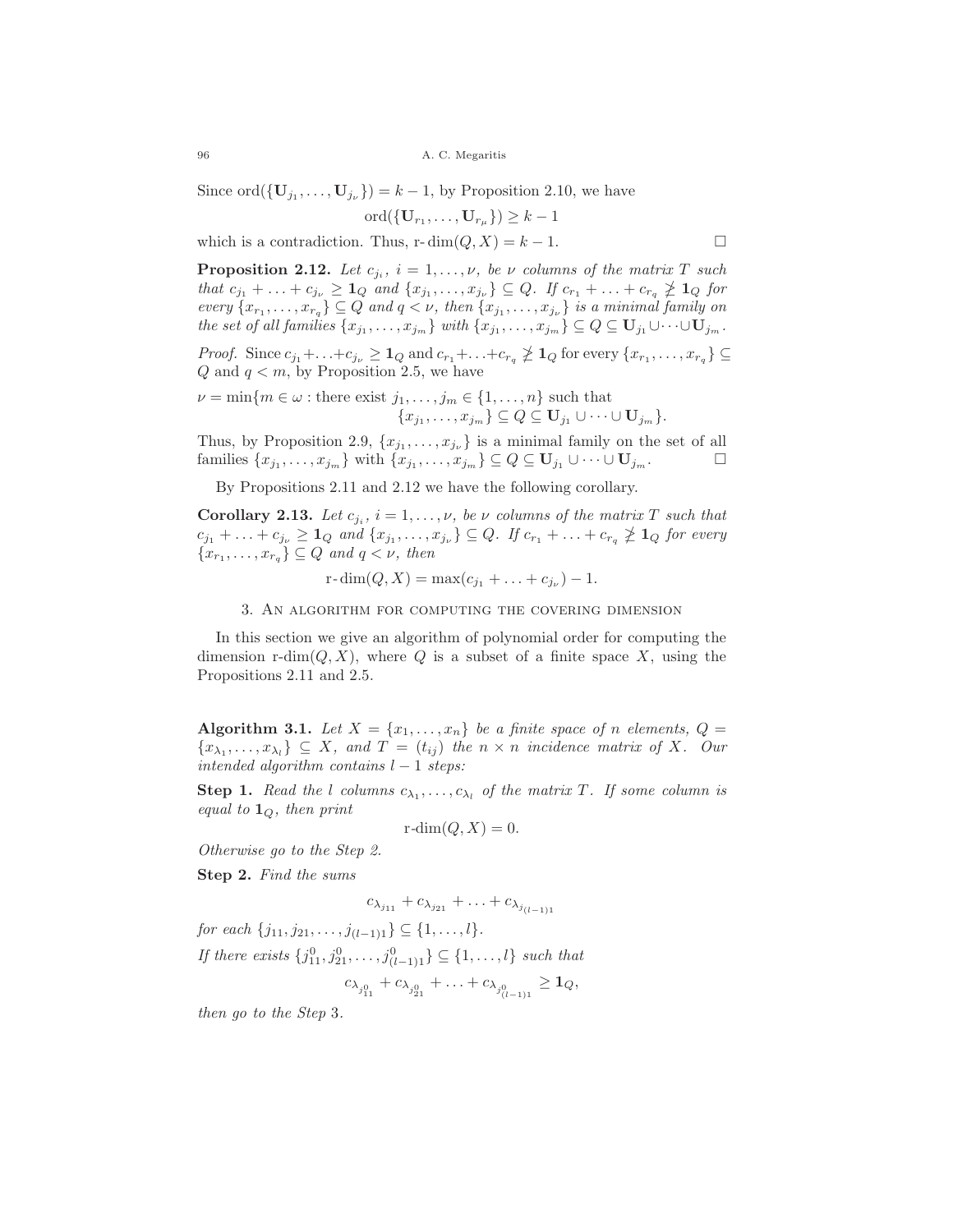Since $\operatorname{ord}(\{\mathbf{U}_{j_1}, \ldots, \mathbf{U}_{j_\nu}\}) = k-1$, by Proposition 2.10, we have

$$\operatorname{ord}(\{\mathbf{U}_{r_1}, \ldots, \mathbf{U}_{r_\mu}\}) \geq k-1$$

which is a contradiction. Thus, $\operatorname{r-dim}(Q,X) = k-1$. $\square$

**Proposition 2.12.** *Let $c_{j_i}$, $i = 1, \ldots, \nu$, be $\nu$ columns of the matrix $T$ such that $c_{j_1} + \ldots + c_{j_\nu} \geq \mathbf{1}_Q$ and $\{x_{j_1}, \ldots, x_{j_\nu}\} \subseteq Q$. If $c_{r_1} + \ldots + c_{r_q} \ngeq \mathbf{1}_Q$ for every $\{x_{r_1}, \ldots, x_{r_q}\} \subseteq Q$ and $q < \nu$, then $\{x_{j_1}, \ldots, x_{j_\nu}\}$ is a minimal family on the set of all families $\{x_{j_1}, \ldots, x_{j_m}\}$ with $\{x_{j_1}, \ldots, x_{j_m}\} \subseteq Q \subseteq \mathbf{U}_{j_1} \cup \cdots \cup \mathbf{U}_{j_m}$.*

*Proof.* Since $c_{j_1} + \ldots + c_{j_\nu} \geq \mathbf{1}_Q$ and $c_{r_1} + \ldots + c_{r_q} \ngeq \mathbf{1}_Q$ for every $\{x_{r_1}, \ldots, x_{r_q}\} \subseteq Q$ and $q < m$, by Proposition 2.5, we have

$$\nu = \min\{m \in \omega : \text{there exist } j_1, \ldots, j_m \in \{1, \ldots, n\} \text{ such that } \{x_{j_1}, \ldots, x_{j_m}\} \subseteq Q \subseteq \mathbf{U}_{j_1} \cup \cdots \cup \mathbf{U}_{j_m}\}.$$

Thus, by Proposition 2.9, $\{x_{j_1}, \ldots, x_{j_\nu}\}$ is a minimal family on the set of all families $\{x_{j_1}, \ldots, x_{j_m}\}$ with $\{x_{j_1}, \ldots, x_{j_m}\} \subseteq Q \subseteq \mathbf{U}_{j_1} \cup \cdots \cup \mathbf{U}_{j_m}$. $\square$

By Propositions 2.11 and 2.12 we have the following corollary.

**Corollary 2.13.** *Let $c_{j_i}$, $i = 1, \ldots, \nu$, be $\nu$ columns of the matrix $T$ such that $c_{j_1} + \ldots + c_{j_\nu} \geq \mathbf{1}_Q$ and $\{x_{j_1}, \ldots, x_{j_\nu}\} \subseteq Q$. If $c_{r_1} + \ldots + c_{r_q} \ngeq \mathbf{1}_Q$ for every $\{x_{r_1}, \ldots, x_{r_q}\} \subseteq Q$ and $q < \nu$, then*

$$\operatorname{r-dim}(Q,X) = \max(c_{j_1} + \ldots + c_{j_\nu}) - 1.$$

## 3. An algorithm for computing the covering dimension

In this section we give an algorithm of polynomial order for computing the dimension $\operatorname{r-dim}(Q,X)$, where $Q$ is a subset of a finite space $X$, using the Propositions 2.11 and 2.5.

**Algorithm 3.1.** *Let $X = \{x_1, \ldots, x_n\}$ be a finite space of $n$ elements, $Q = \{x_{\lambda_1}, \ldots, x_{\lambda_l}\} \subseteq X$, and $T = (t_{ij})$ the $n \times n$ incidence matrix of $X$. Our intended algorithm contains $l-1$ steps:*

**Step 1.** *Read the $l$ columns $c_{\lambda_1}, \ldots, c_{\lambda_l}$ of the matrix $T$. If some column is equal to $\mathbf{1}_Q$, then print*

$$\operatorname{r-dim}(Q,X) = 0.$$

*Otherwise go to the Step 2.*

**Step 2.** *Find the sums*

$$c_{\lambda_{j_{11}}} + c_{\lambda_{j_{21}}} + \ldots + c_{\lambda_{j_{(l-1)1}}}$$

*for each $\{j_{11}, j_{21}, \ldots, j_{(l-1)1}\} \subseteq \{1, \ldots, l\}$.*

*If there exists $\{j^0_{11}, j^0_{21}, \ldots, j^0_{(l-1)1}\} \subseteq \{1, \ldots, l\}$ such that*

$$c_{\lambda_{j^0_{11}}} + c_{\lambda_{j^0_{21}}} + \ldots + c_{\lambda_{j^0_{(l-1)1}}} \geq \mathbf{1}_Q,$$

*then go to the Step 3.*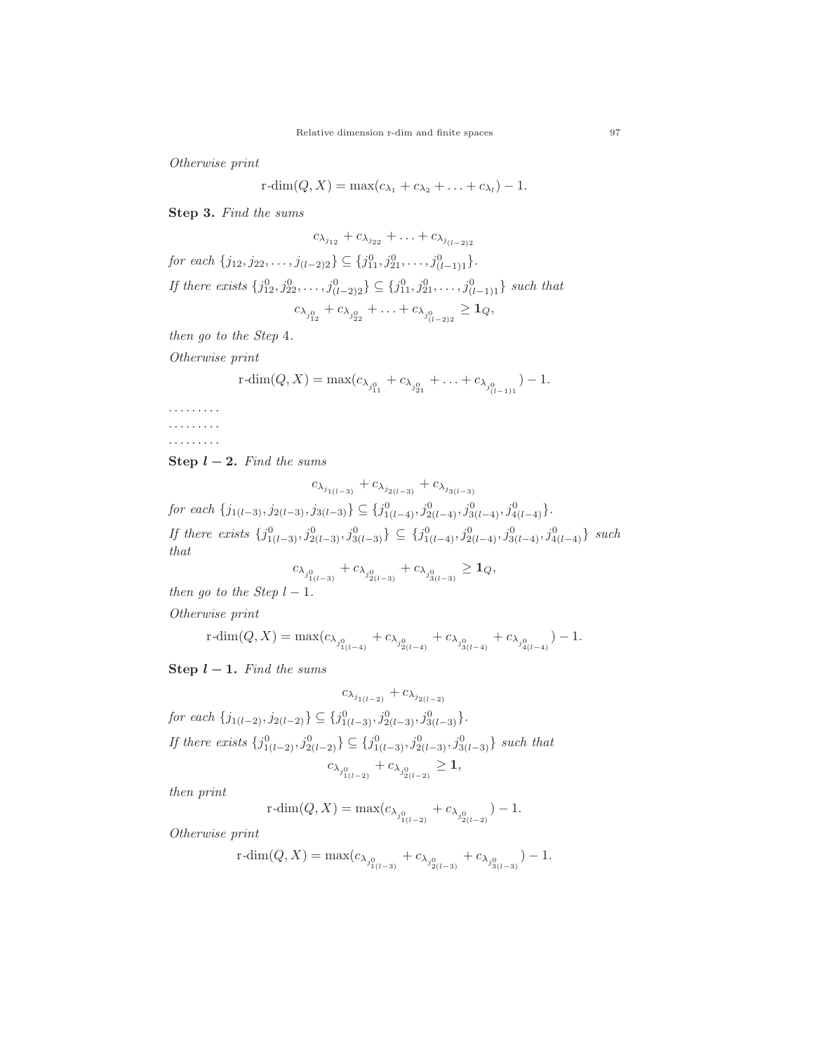*Otherwise print*

$$\text{r-dim}(Q,X) = \max(c_{\lambda_1} + c_{\lambda_2} + \ldots + c_{\lambda_l}) - 1.$$

**Step 3.** *Find the sums*

$$c_{\lambda_{j_{12}}} + c_{\lambda_{j_{22}}} + \ldots + c_{\lambda_{j_{(l-2)2}}}$$

*for each* $\{j_{12}, j_{22}, \ldots, j_{(l-2)2}\} \subseteq \{j^0_{11}, j^0_{21}, \ldots, j^0_{(l-1)1}\}$.

*If there exists* $\{j^0_{12}, j^0_{22}, \ldots, j^0_{(l-2)2}\} \subseteq \{j^0_{11}, j^0_{21}, \ldots, j^0_{(l-1)1}\}$ *such that*

$$c_{\lambda_{j^0_{12}}} + c_{\lambda_{j^0_{22}}} + \ldots + c_{\lambda_{j^0_{(l-2)2}}} \geq \mathbf{1}_Q,$$

*then go to the Step* 4.

*Otherwise print*

$$\text{r-dim}(Q,X) = \max(c_{\lambda_{j^0_{11}}} + c_{\lambda_{j^0_{21}}} + \ldots + c_{\lambda_{j^0_{(l-1)1}}}) - 1.$$

.........
.........
.........

**Step $l-2$.** *Find the sums*

$$c_{\lambda_{j_{1(l-3)}}} + c_{\lambda_{j_{2(l-3)}}} + c_{\lambda_{j_{3(l-3)}}}$$

*for each* $\{j_{1(l-3)}, j_{2(l-3)}, j_{3(l-3)}\} \subseteq \{j^0_{1(l-4)}, j^0_{2(l-4)}, j^0_{3(l-4)}, j^0_{4(l-4)}\}$.

*If there exists* $\{j^0_{1(l-3)}, j^0_{2(l-3)}, j^0_{3(l-3)}\} \subseteq \{j^0_{1(l-4)}, j^0_{2(l-4)}, j^0_{3(l-4)}, j^0_{4(l-4)}\}$ *such that*

$$c_{\lambda_{j^0_{1(l-3)}}} + c_{\lambda_{j^0_{2(l-3)}}} + c_{\lambda_{j^0_{3(l-3)}}} \geq \mathbf{1}_Q,$$

*then go to the Step* $l-1$.

*Otherwise print*

$$\text{r-dim}(Q,X) = \max(c_{\lambda_{j^0_{1(l-4)}}} + c_{\lambda_{j^0_{2(l-4)}}} + c_{\lambda_{j^0_{3(l-4)}}} + c_{\lambda_{j^0_{4(l-4)}}}) - 1.$$

**Step $l-1$.** *Find the sums*

$$c_{\lambda_{j_{1(l-2)}}} + c_{\lambda_{j_{2(l-2)}}}$$

*for each* $\{j_{1(l-2)}, j_{2(l-2)}\} \subseteq \{j^0_{1(l-3)}, j^0_{2(l-3)}, j^0_{3(l-3)}\}$.

*If there exists* $\{j^0_{1(l-2)}, j^0_{2(l-2)}\} \subseteq \{j^0_{1(l-3)}, j^0_{2(l-3)}, j^0_{3(l-3)}\}$ *such that*

$$c_{\lambda_{j^0_{1(l-2)}}} + c_{\lambda_{j^0_{2(l-2)}}} \geq \mathbf{1},$$

*then print*

$$\text{r-dim}(Q,X) = \max(c_{\lambda_{j^0_{1(l-2)}}} + c_{\lambda_{j^0_{2(l-2)}}}) - 1.$$

*Otherwise print*

$$\text{r-dim}(Q,X) = \max(c_{\lambda_{j^0_{1(l-3)}}} + c_{\lambda_{j^0_{2(l-3)}}} + c_{\lambda_{j^0_{3(l-3)}}}) - 1.$$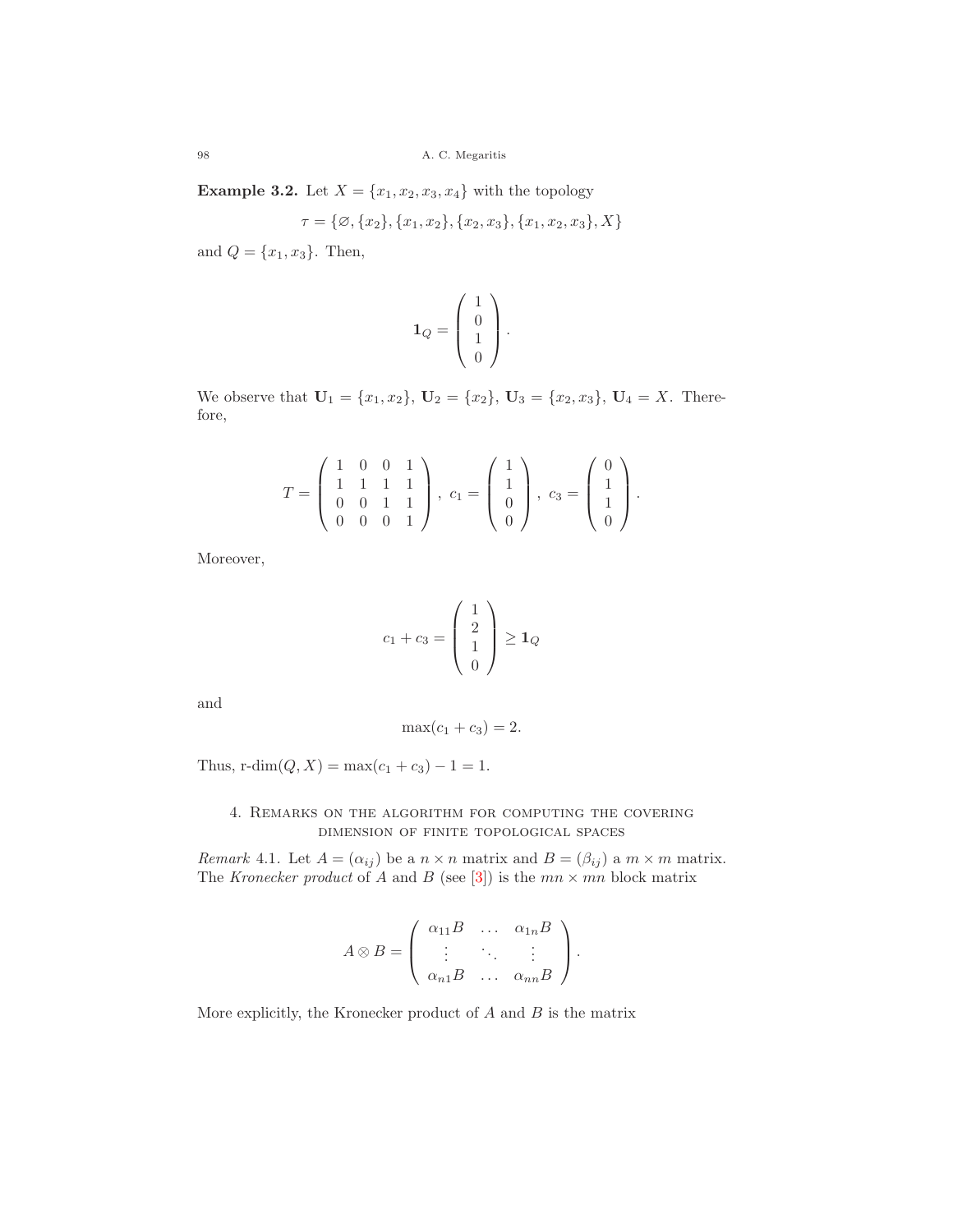**Example 3.2.** Let $X = \{x_1, x_2, x_3, x_4\}$ with the topology

$$\tau = \{\varnothing, \{x_2\}, \{x_1, x_2\}, \{x_2, x_3\}, \{x_1, x_2, x_3\}, X\}$$

and $Q = \{x_1, x_3\}$. Then,

$$\mathbf{1}_Q = \begin{pmatrix} 1 \\ 0 \\ 1 \\ 0 \end{pmatrix}.$$

We observe that $\mathbf{U}_1 = \{x_1, x_2\}$, $\mathbf{U}_2 = \{x_2\}$, $\mathbf{U}_3 = \{x_2, x_3\}$, $\mathbf{U}_4 = X$. Therefore,

$$T = \begin{pmatrix} 1 & 0 & 0 & 1 \\ 1 & 1 & 1 & 1 \\ 0 & 0 & 1 & 1 \\ 0 & 0 & 0 & 1 \end{pmatrix},\ c_1 = \begin{pmatrix} 1 \\ 1 \\ 0 \\ 0 \end{pmatrix},\ c_3 = \begin{pmatrix} 0 \\ 1 \\ 1 \\ 0 \end{pmatrix}.$$

Moreover,

$$c_1 + c_3 = \begin{pmatrix} 1 \\ 2 \\ 1 \\ 0 \end{pmatrix} \geq \mathbf{1}_Q$$

and

$$\max(c_1 + c_3) = 2.$$

Thus, $\text{r-dim}(Q, X) = \max(c_1 + c_3) - 1 = 1$.

## 4. Remarks on the algorithm for computing the covering dimension of finite topological spaces

*Remark* 4.1. Let $A = (\alpha_{ij})$ be a $n \times n$ matrix and $B = (\beta_{ij})$ a $m \times m$ matrix. The *Kronecker product* of $A$ and $B$ (see [3]) is the $mn \times mn$ block matrix

$$A \otimes B = \begin{pmatrix} \alpha_{11}B & \dots & \alpha_{1n}B \\ \vdots & \ddots & \vdots \\ \alpha_{n1}B & \dots & \alpha_{nn}B \end{pmatrix}.$$

More explicitly, the Kronecker product of $A$ and $B$ is the matrix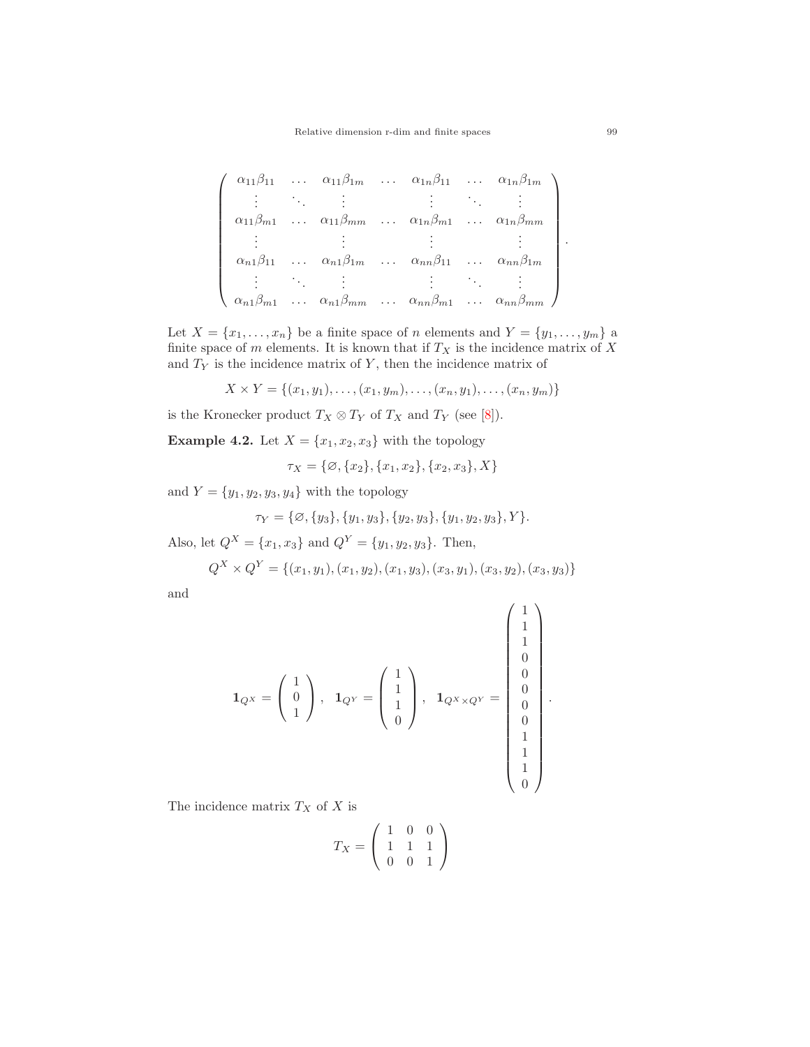$$
\left(\begin{array}{ccccccc}
\alpha_{11}\beta_{11} & \dots & \alpha_{11}\beta_{1m} & \dots & \alpha_{1n}\beta_{11} & \dots & \alpha_{1n}\beta_{1m} \\
\vdots & \ddots & \vdots & & \vdots & \ddots & \vdots \\
\alpha_{11}\beta_{m1} & \dots & \alpha_{11}\beta_{mm} & \dots & \alpha_{1n}\beta_{m1} & \dots & \alpha_{1n}\beta_{mm} \\
\vdots & & \vdots & & \vdots & & \vdots \\
\alpha_{n1}\beta_{11} & \dots & \alpha_{n1}\beta_{1m} & \dots & \alpha_{nn}\beta_{11} & \dots & \alpha_{nn}\beta_{1m} \\
\vdots & \ddots & \vdots & & \vdots & \ddots & \vdots \\
\alpha_{n1}\beta_{m1} & \dots & \alpha_{n1}\beta_{mm} & \dots & \alpha_{nn}\beta_{m1} & \dots & \alpha_{nn}\beta_{mm}
\end{array}\right).
$$

Let $X = \{x_1, \dots, x_n\}$ be a finite space of $n$ elements and $Y = \{y_1, \dots, y_m\}$ a finite space of $m$ elements. It is known that if $T_X$ is the incidence matrix of $X$ and $T_Y$ is the incidence matrix of $Y$, then the incidence matrix of

$$
X \times Y = \{(x_1, y_1), \dots, (x_1, y_m), \dots, (x_n, y_1), \dots, (x_n, y_m)\}
$$

is the Kronecker product $T_X \otimes T_Y$ of $T_X$ and $T_Y$ (see [8]).

**Example 4.2.** Let $X = \{x_1, x_2, x_3\}$ with the topology

$$
\tau_X = \{\varnothing, \{x_2\}, \{x_1, x_2\}, \{x_2, x_3\}, X\}
$$

and $Y = \{y_1, y_2, y_3, y_4\}$ with the topology

$$
\tau_Y = \{\varnothing, \{y_3\}, \{y_1, y_3\}, \{y_2, y_3\}, \{y_1, y_2, y_3\}, Y\}.
$$

Also, let $Q^X = \{x_1, x_3\}$ and $Q^Y = \{y_1, y_2, y_3\}$. Then,

$$
Q^X \times Q^Y = \{(x_1, y_1), (x_1, y_2), (x_1, y_3), (x_3, y_1), (x_3, y_2), (x_3, y_3)\}
$$

and

$$
\mathbf{1}_{Q^X} = \left(\begin{array}{c} 1 \\ 0 \\ 1 \end{array}\right), \quad \mathbf{1}_{Q^Y} = \left(\begin{array}{c} 1 \\ 1 \\ 1 \\ 0 \end{array}\right), \quad \mathbf{1}_{Q^X \times Q^Y} = \left(\begin{array}{c} 1 \\ 1 \\ 1 \\ 0 \\ 0 \\ 0 \\ 0 \\ 0 \\ 1 \\ 1 \\ 1 \\ 0 \end{array}\right).
$$

The incidence matrix $T_X$ of $X$ is

$$
T_X = \left(\begin{array}{ccc} 1 & 0 & 0 \\ 1 & 1 & 1 \\ 0 & 0 & 1 \end{array}\right)
$$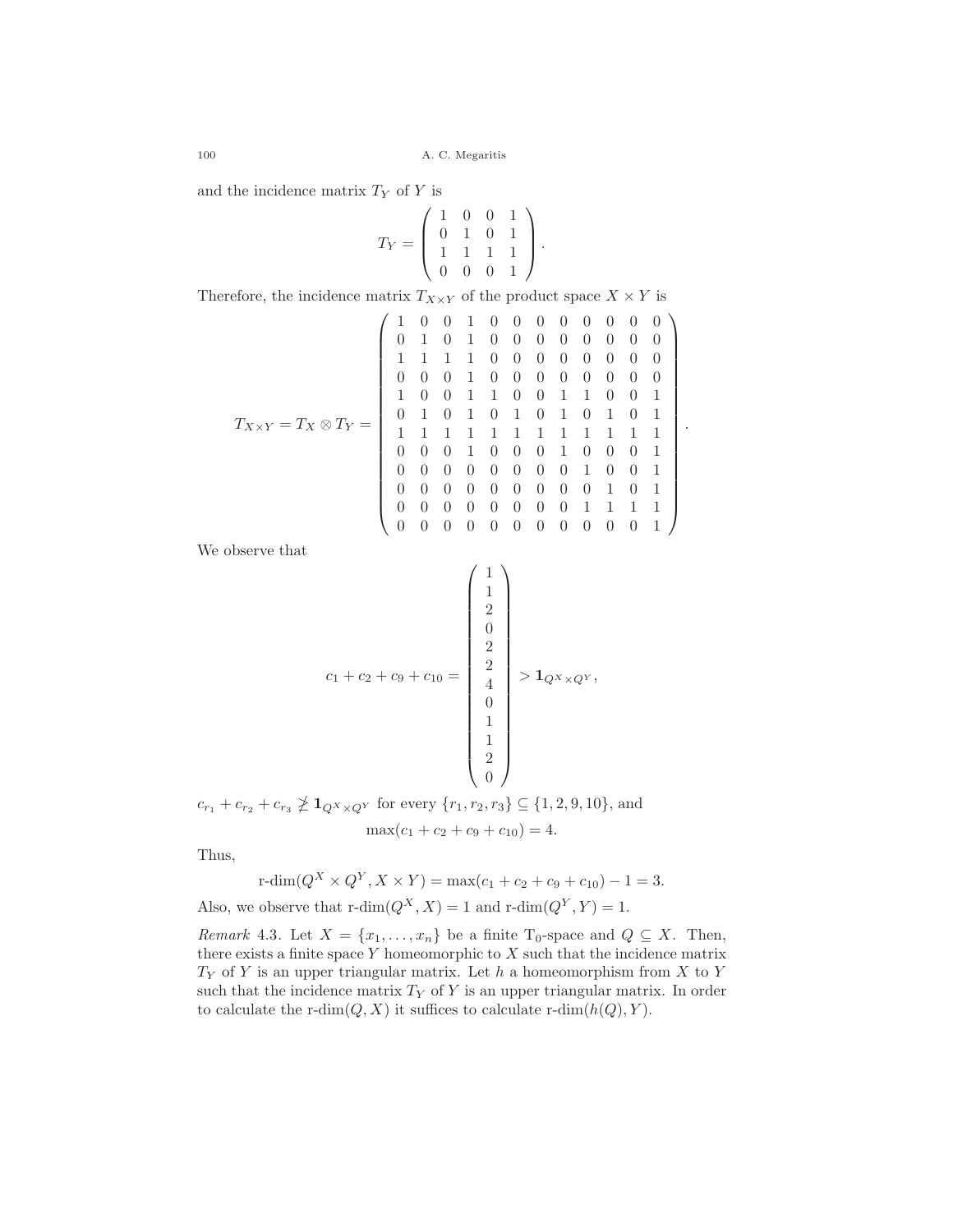and the incidence matrix $T_Y$ of $Y$ is

$$T_Y = \begin{pmatrix} 1 & 0 & 0 & 1 \\ 0 & 1 & 0 & 1 \\ 1 & 1 & 1 & 1 \\ 0 & 0 & 0 & 1 \end{pmatrix}.$$

Therefore, the incidence matrix $T_{X\times Y}$ of the product space $X \times Y$ is

$$T_{X\times Y} = T_X \otimes T_Y = \begin{pmatrix} 1 & 0 & 0 & 1 & 0 & 0 & 0 & 0 & 0 & 0 & 0 & 0 \\ 0 & 1 & 0 & 1 & 0 & 0 & 0 & 0 & 0 & 0 & 0 & 0 \\ 1 & 1 & 1 & 1 & 0 & 0 & 0 & 0 & 0 & 0 & 0 & 0 \\ 0 & 0 & 0 & 1 & 0 & 0 & 0 & 0 & 0 & 0 & 0 & 0 \\ 1 & 0 & 0 & 1 & 1 & 0 & 0 & 1 & 1 & 0 & 0 & 1 \\ 0 & 1 & 0 & 1 & 0 & 1 & 0 & 1 & 0 & 1 & 0 & 1 \\ 1 & 1 & 1 & 1 & 1 & 1 & 1 & 1 & 1 & 1 & 1 & 1 \\ 0 & 0 & 0 & 1 & 0 & 0 & 0 & 1 & 0 & 0 & 0 & 1 \\ 0 & 0 & 0 & 0 & 0 & 0 & 0 & 0 & 1 & 0 & 0 & 1 \\ 0 & 0 & 0 & 0 & 0 & 0 & 0 & 0 & 0 & 1 & 0 & 1 \\ 0 & 0 & 0 & 0 & 0 & 0 & 0 & 0 & 1 & 1 & 1 & 1 \\ 0 & 0 & 0 & 0 & 0 & 0 & 0 & 0 & 0 & 0 & 0 & 1 \end{pmatrix}.$$

We observe that

$$c_1 + c_2 + c_9 + c_{10} = \begin{pmatrix} 1 \\ 1 \\ 2 \\ 0 \\ 2 \\ 2 \\ 4 \\ 0 \\ 1 \\ 1 \\ 2 \\ 0 \end{pmatrix} > \mathbf{1}_{Q^X \times Q^Y},$$

$c_{r_1} + c_{r_2} + c_{r_3} \not> \mathbf{1}_{Q^X \times Q^Y}$ for every $\{r_1, r_2, r_3\} \subseteq \{1, 2, 9, 10\}$, and

$$\max(c_1 + c_2 + c_9 + c_{10}) = 4.$$

Thus,

$$\text{r-dim}(Q^X \times Q^Y, X \times Y) = \max(c_1 + c_2 + c_9 + c_{10}) - 1 = 3.$$

Also, we observe that $\text{r-dim}(Q^X, X) = 1$ and $\text{r-dim}(Q^Y, Y) = 1$.

*Remark* 4.3. Let $X = \{x_1, \ldots, x_n\}$ be a finite $\mathrm{T}_0$-space and $Q \subseteq X$. Then, there exists a finite space $Y$ homeomorphic to $X$ such that the incidence matrix $T_Y$ of $Y$ is an upper triangular matrix. Let $h$ a homeomorphism from $X$ to $Y$ such that the incidence matrix $T_Y$ of $Y$ is an upper triangular matrix. In order to calculate the $\text{r-dim}(Q, X)$ it suffices to calculate $\text{r-dim}(h(Q), Y)$.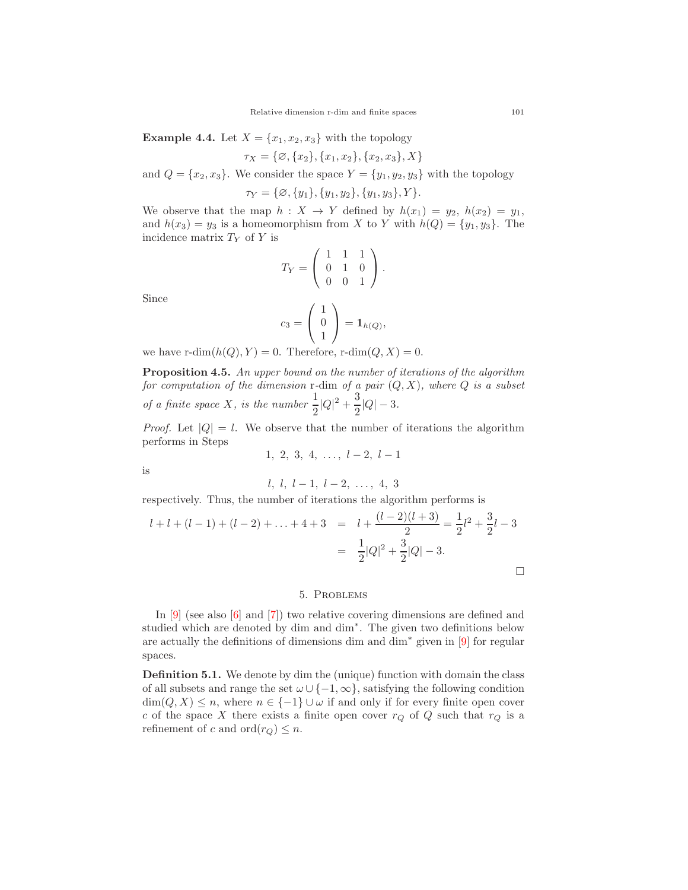**Example 4.4.** Let $X = \{x_1, x_2, x_3\}$ with the topology

$$\tau_X = \{\varnothing, \{x_2\}, \{x_1, x_2\}, \{x_2, x_3\}, X\}$$

and $Q = \{x_2, x_3\}$. We consider the space $Y = \{y_1, y_2, y_3\}$ with the topology

$$\tau_Y = \{\varnothing, \{y_1\}, \{y_1, y_2\}, \{y_1, y_3\}, Y\}.$$

We observe that the map $h : X \to Y$ defined by $h(x_1) = y_2$, $h(x_2) = y_1$, and $h(x_3) = y_3$ is a homeomorphism from $X$ to $Y$ with $h(Q) = \{y_1, y_3\}$. The incidence matrix $T_Y$ of $Y$ is

$$T_Y = \begin{pmatrix} 1 & 1 & 1 \\ 0 & 1 & 0 \\ 0 & 0 & 1 \end{pmatrix}.$$

Since

$$c_3 = \begin{pmatrix} 1 \\ 0 \\ 1 \end{pmatrix} = \mathbf{1}_{h(Q)},$$

we have $\text{r-dim}(h(Q), Y) = 0$. Therefore, $\text{r-dim}(Q, X) = 0$.

**Proposition 4.5.** *An upper bound on the number of iterations of the algorithm for computation of the dimension* r-dim *of a pair* $(Q, X)$*, where* $Q$ *is a subset of a finite space* $X$*, is the number* $\dfrac{1}{2}|Q|^2 + \dfrac{3}{2}|Q| - 3$.

*Proof.* Let $|Q| = l$. We observe that the number of iterations the algorithm performs in Steps

$$1,\ 2,\ 3,\ 4,\ \ldots,\ l-2,\ l-1$$

is

$$l,\ l,\ l-1,\ l-2,\ \ldots,\ 4,\ 3$$

respectively. Thus, the number of iterations the algorithm performs is

$$\begin{aligned} l + l + (l-1) + (l-2) + \ldots + 4 + 3 &= l + \frac{(l-2)(l+3)}{2} = \frac{1}{2}l^2 + \frac{3}{2}l - 3 \\ &= \frac{1}{2}|Q|^2 + \frac{3}{2}|Q| - 3. \end{aligned}$$

□

## 5. Problems

In [9] (see also [6] and [7]) two relative covering dimensions are defined and studied which are denoted by dim and dim*. The given two definitions below are actually the definitions of dimensions dim and dim* given in [9] for regular spaces.

**Definition 5.1.** We denote by dim the (unique) function with domain the class of all subsets and range the set $\omega \cup \{-1, \infty\}$, satisfying the following condition $\dim(Q, X) \leq n$, where $n \in \{-1\} \cup \omega$ if and only if for every finite open cover $c$ of the space $X$ there exists a finite open cover $r_Q$ of $Q$ such that $r_Q$ is a refinement of $c$ and $\text{ord}(r_Q) \leq n$.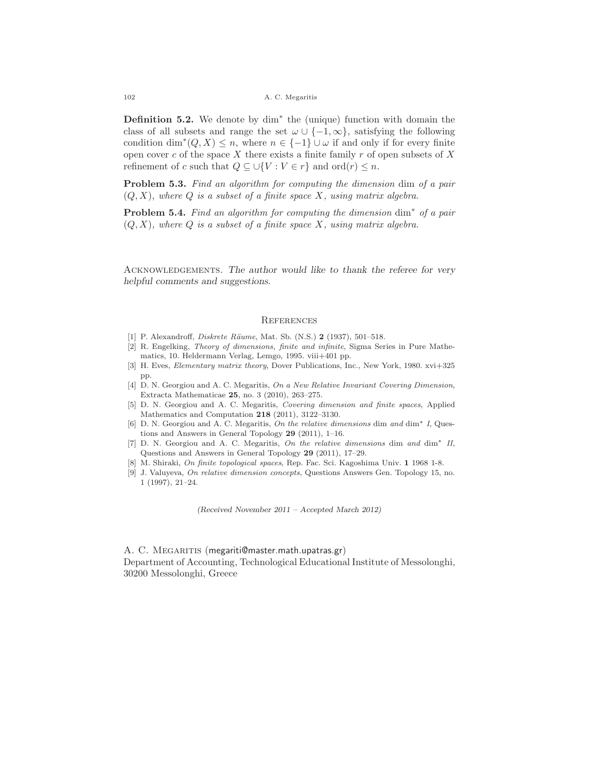**Definition 5.2.** We denote by $\dim^*$ the (unique) function with domain the class of all subsets and range the set $\omega \cup \{-1, \infty\}$, satisfying the following condition $\dim^*(Q, X) \leq n$, where $n \in \{-1\} \cup \omega$ if and only if for every finite open cover $c$ of the space $X$ there exists a finite family $r$ of open subsets of $X$ refinement of $c$ such that $Q \subseteq \cup\{V : V \in r\}$ and $\mathrm{ord}(r) \leq n$.

**Problem 5.3.** *Find an algorithm for computing the dimension* dim *of a pair* $(Q, X)$*, where* $Q$ *is a subset of a finite space* $X$*, using matrix algebra.*

**Problem 5.4.** *Find an algorithm for computing the dimension* $\dim^*$ *of a pair* $(Q, X)$*, where* $Q$ *is a subset of a finite space* $X$*, using matrix algebra.*

Acknowledgements. *The author would like to thank the referee for very helpful comments and suggestions.*

## References

[1] P. Alexandroff, *Diskrete Räume*, Mat. Sb. (N.S.) **2** (1937), 501–518.

[2] R. Engelking, *Theory of dimensions, finite and infinite*, Sigma Series in Pure Mathematics, 10. Heldermann Verlag, Lemgo, 1995. viii+401 pp.

[3] H. Eves, *Elementary matrix theory*, Dover Publications, Inc., New York, 1980. xvi+325 pp.

[4] D. N. Georgiou and A. C. Megaritis, *On a New Relative Invariant Covering Dimension*, Extracta Mathematicae **25**, no. 3 (2010), 263–275.

[5] D. N. Georgiou and A. C. Megaritis, *Covering dimension and finite spaces*, Applied Mathematics and Computation **218** (2011), 3122–3130.

[6] D. N. Georgiou and A. C. Megaritis, *On the relative dimensions* dim *and* $\dim^*$ *I*, Questions and Answers in General Topology **29** (2011), 1–16.

[7] D. N. Georgiou and A. C. Megaritis, *On the relative dimensions* dim *and* $\dim^*$ *II*, Questions and Answers in General Topology **29** (2011), 17–29.

[8] M. Shiraki, *On finite topological spaces*, Rep. Fac. Sci. Kagoshima Univ. **1** 1968 1-8.

[9] J. Valuyeva, *On relative dimension concepts*, Questions Answers Gen. Topology 15, no. 1 (1997), 21–24.

*(Received November 2011 – Accepted March 2012)*

A. C. Megaritis (megariti@master.math.upatras.gr)
Department of Accounting, Technological Educational Institute of Messolonghi, 30200 Messolonghi, Greece